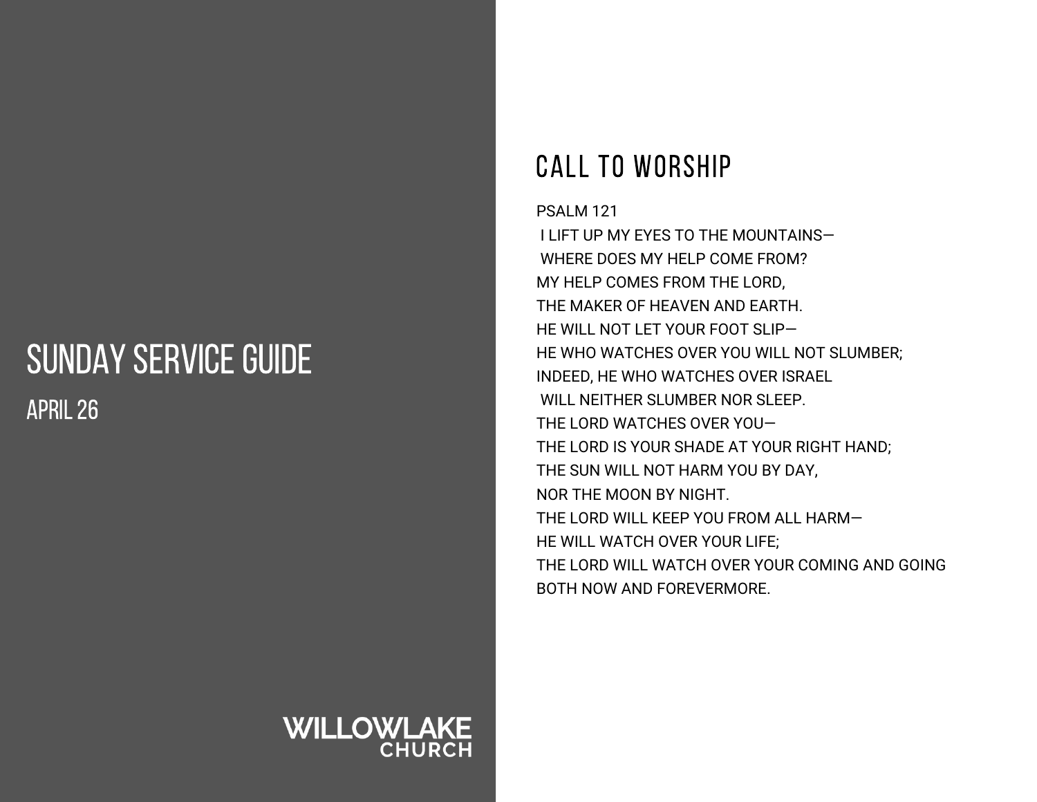# SUNDAY SERVICE GUIDE

APRIL 26

WILLOWLAKE
CHURCH

## CALL TO WORSHIP

PSALM 121
I LIFT UP MY EYES TO THE MOUNTAINS—
WHERE DOES MY HELP COME FROM?
MY HELP COMES FROM THE LORD,
THE MAKER OF HEAVEN AND EARTH.
HE WILL NOT LET YOUR FOOT SLIP—
HE WHO WATCHES OVER YOU WILL NOT SLUMBER;
INDEED, HE WHO WATCHES OVER ISRAEL
WILL NEITHER SLUMBER NOR SLEEP.
THE LORD WATCHES OVER YOU—
THE LORD IS YOUR SHADE AT YOUR RIGHT HAND;
THE SUN WILL NOT HARM YOU BY DAY,
NOR THE MOON BY NIGHT.
THE LORD WILL KEEP YOU FROM ALL HARM—
HE WILL WATCH OVER YOUR LIFE;
THE LORD WILL WATCH OVER YOUR COMING AND GOING
BOTH NOW AND FOREVERMORE.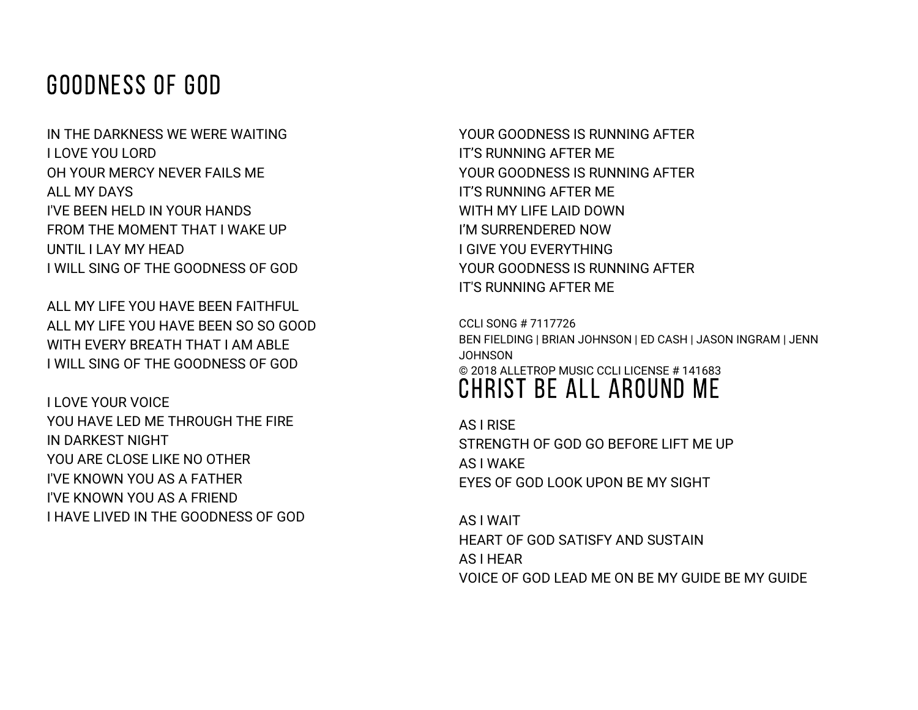# GOODNESS OF GOD

IN THE DARKNESS WE WERE WAITING
I LOVE YOU LORD
OH YOUR MERCY NEVER FAILS ME
ALL MY DAYS
I'VE BEEN HELD IN YOUR HANDS
FROM THE MOMENT THAT I WAKE UP
UNTIL I LAY MY HEAD
I WILL SING OF THE GOODNESS OF GOD

ALL MY LIFE YOU HAVE BEEN FAITHFUL
ALL MY LIFE YOU HAVE BEEN SO SO GOOD
WITH EVERY BREATH THAT I AM ABLE
I WILL SING OF THE GOODNESS OF GOD

I LOVE YOUR VOICE
YOU HAVE LED ME THROUGH THE FIRE
IN DARKEST NIGHT
YOU ARE CLOSE LIKE NO OTHER
I'VE KNOWN YOU AS A FATHER
I'VE KNOWN YOU AS A FRIEND
I HAVE LIVED IN THE GOODNESS OF GOD

YOUR GOODNESS IS RUNNING AFTER
IT'S RUNNING AFTER ME
YOUR GOODNESS IS RUNNING AFTER
IT'S RUNNING AFTER ME
WITH MY LIFE LAID DOWN
I'M SURRENDERED NOW
I GIVE YOU EVERYTHING
YOUR GOODNESS IS RUNNING AFTER
IT'S RUNNING AFTER ME

CCLI SONG # 7117726
BEN FIELDING | BRIAN JOHNSON | ED CASH | JASON INGRAM | JENN JOHNSON
© 2018 ALLETROP MUSIC CCLI LICENSE # 141683

# CHRIST BE ALL AROUND ME

AS I RISE
STRENGTH OF GOD GO BEFORE LIFT ME UP
AS I WAKE
EYES OF GOD LOOK UPON BE MY SIGHT

AS I WAIT
HEART OF GOD SATISFY AND SUSTAIN
AS I HEAR
VOICE OF GOD LEAD ME ON BE MY GUIDE BE MY GUIDE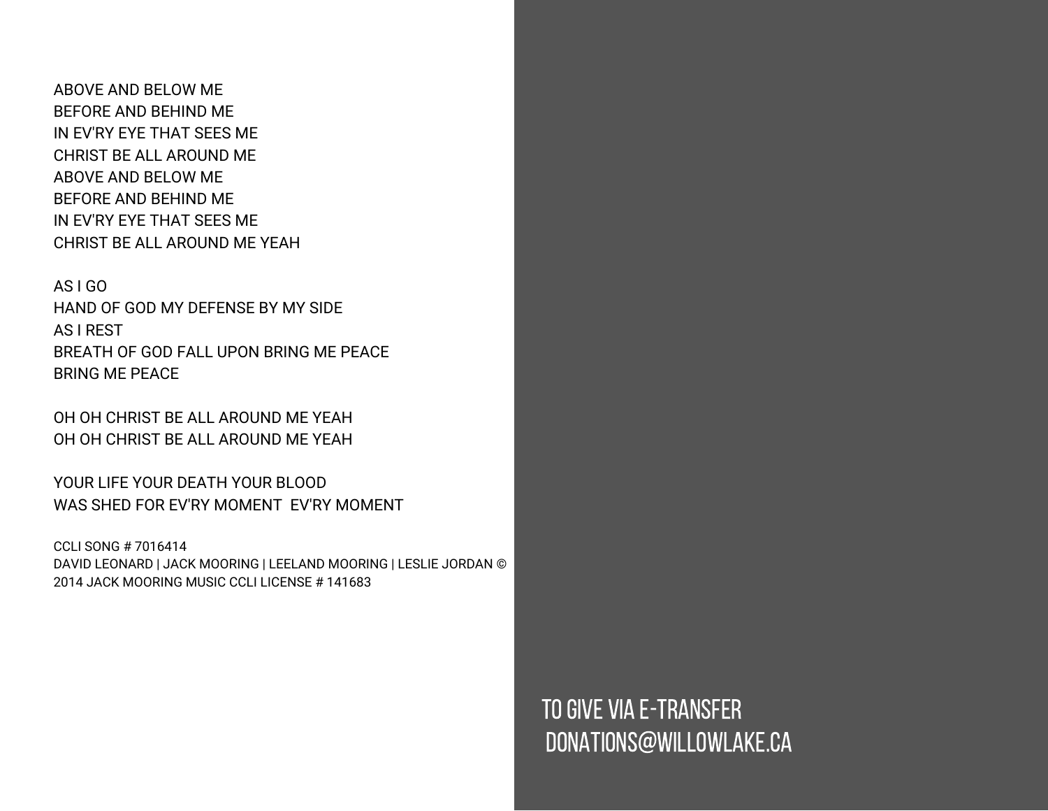ABOVE AND BELOW ME
BEFORE AND BEHIND ME
IN EV'RY EYE THAT SEES ME
CHRIST BE ALL AROUND ME
ABOVE AND BELOW ME
BEFORE AND BEHIND ME
IN EV'RY EYE THAT SEES ME
CHRIST BE ALL AROUND ME YEAH

AS I GO
HAND OF GOD MY DEFENSE BY MY SIDE
AS I REST
BREATH OF GOD FALL UPON BRING ME PEACE
BRING ME PEACE

OH OH CHRIST BE ALL AROUND ME YEAH
OH OH CHRIST BE ALL AROUND ME YEAH

YOUR LIFE YOUR DEATH YOUR BLOOD
WAS SHED FOR EV'RY MOMENT EV'RY MOMENT

CCLI SONG # 7016414
DAVID LEONARD | JACK MOORING | LEELAND MOORING | LESLIE JORDAN © 2014 JACK MOORING MUSIC CCLI LICENSE # 141683

TO GIVE VIA E-TRANSFER
DONATIONS@WILLOWLAKE.CA